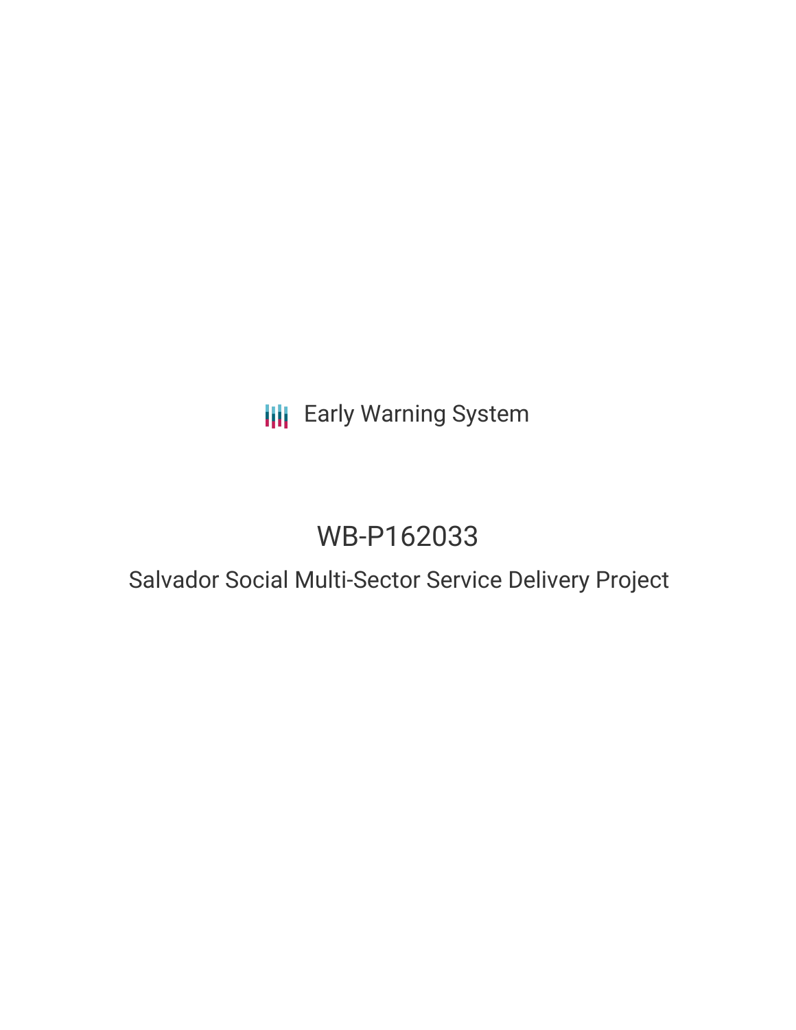Early Warning System

# WB-P162033

## Salvador Social Multi-Sector Service Delivery Project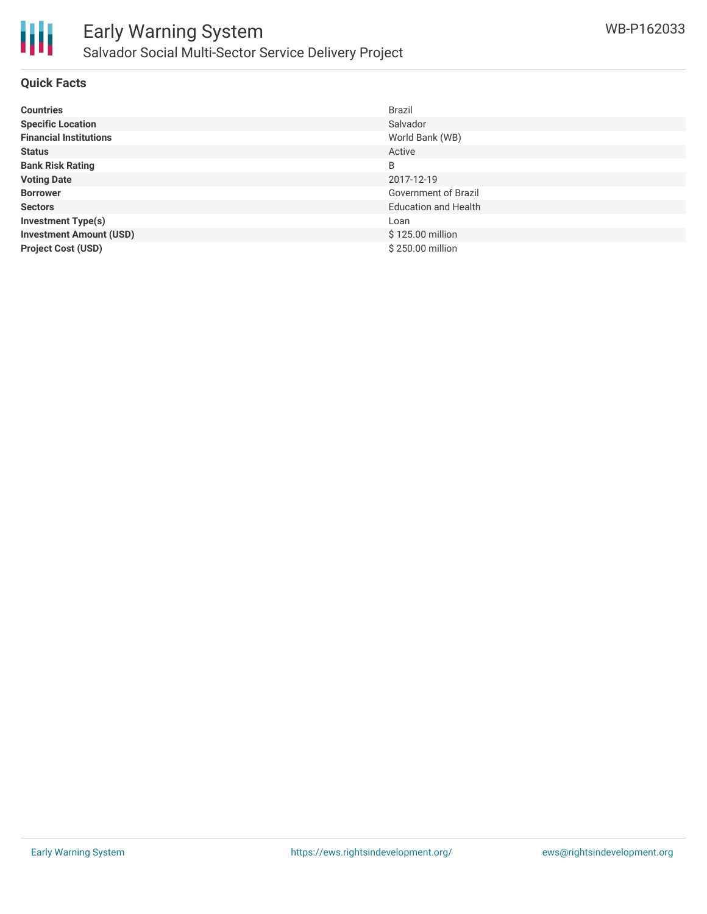## Quick Facts

| | |
|---|---|
| **Countries** | Brazil |
| **Specific Location** | Salvador |
| **Financial Institutions** | World Bank (WB) |
| **Status** | Active |
| **Bank Risk Rating** | B |
| **Voting Date** | 2017-12-19 |
| **Borrower** | Government of Brazil |
| **Sectors** | Education and Health |
| **Investment Type(s)** | Loan |
| **Investment Amount (USD)** | $ 125.00 million |
| **Project Cost (USD)** | $ 250.00 million |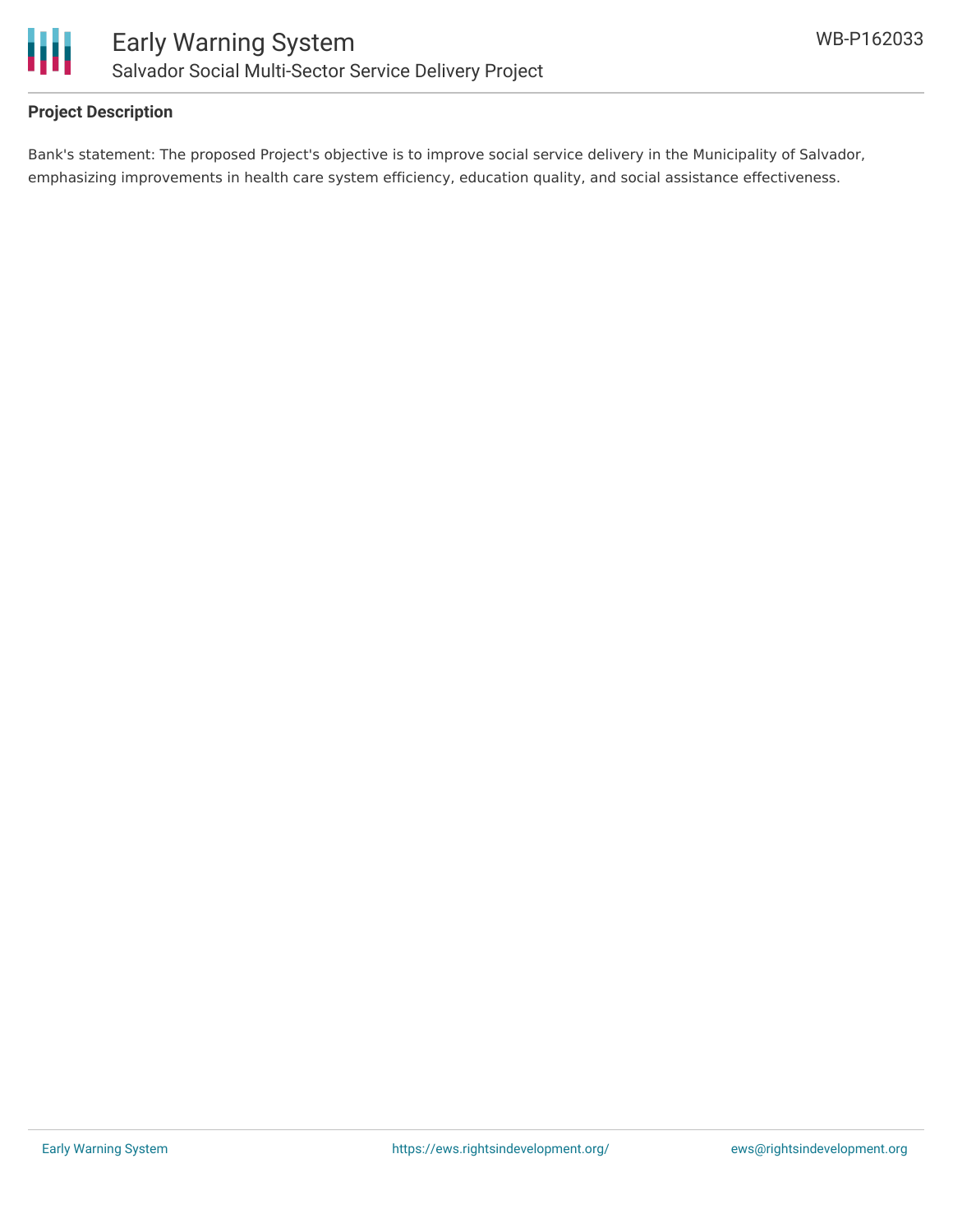## Project Description

Bank's statement: The proposed Project's objective is to improve social service delivery in the Municipality of Salvador, emphasizing improvements in health care system efficiency, education quality, and social assistance effectiveness.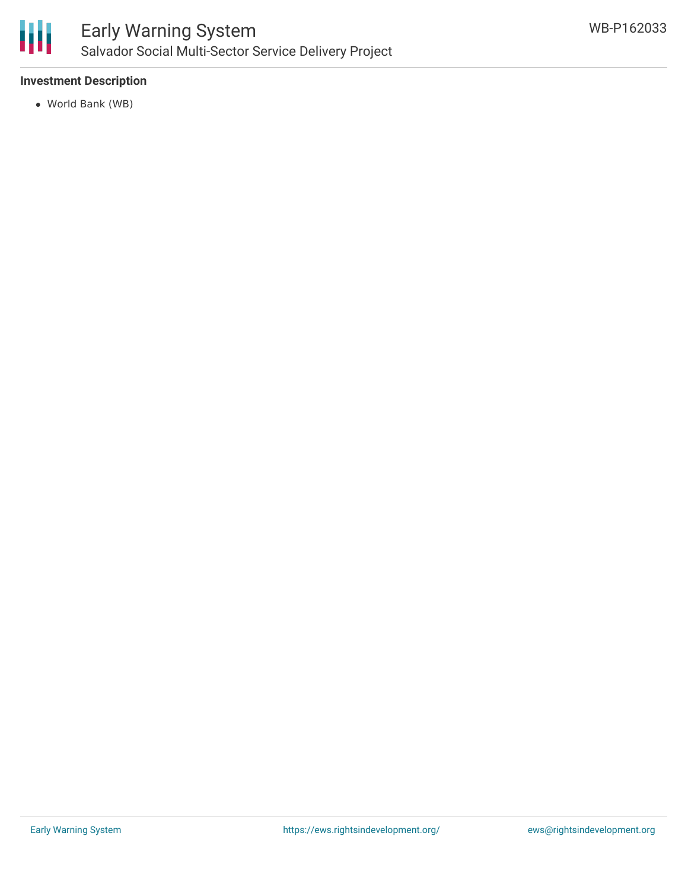## Investment Description

- World Bank (WB)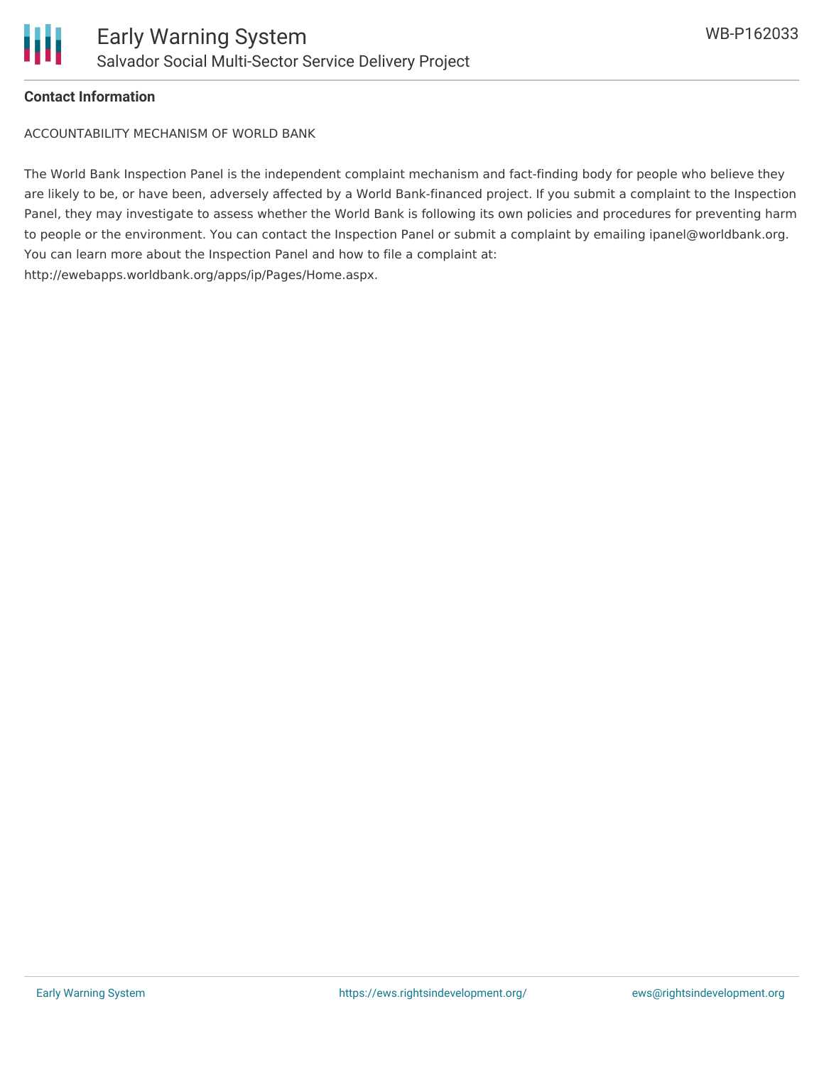**Contact Information**

ACCOUNTABILITY MECHANISM OF WORLD BANK

The World Bank Inspection Panel is the independent complaint mechanism and fact-finding body for people who believe they are likely to be, or have been, adversely affected by a World Bank-financed project. If you submit a complaint to the Inspection Panel, they may investigate to assess whether the World Bank is following its own policies and procedures for preventing harm to people or the environment. You can contact the Inspection Panel or submit a complaint by emailing ipanel@worldbank.org. You can learn more about the Inspection Panel and how to file a complaint at: http://ewebapps.worldbank.org/apps/ip/Pages/Home.aspx.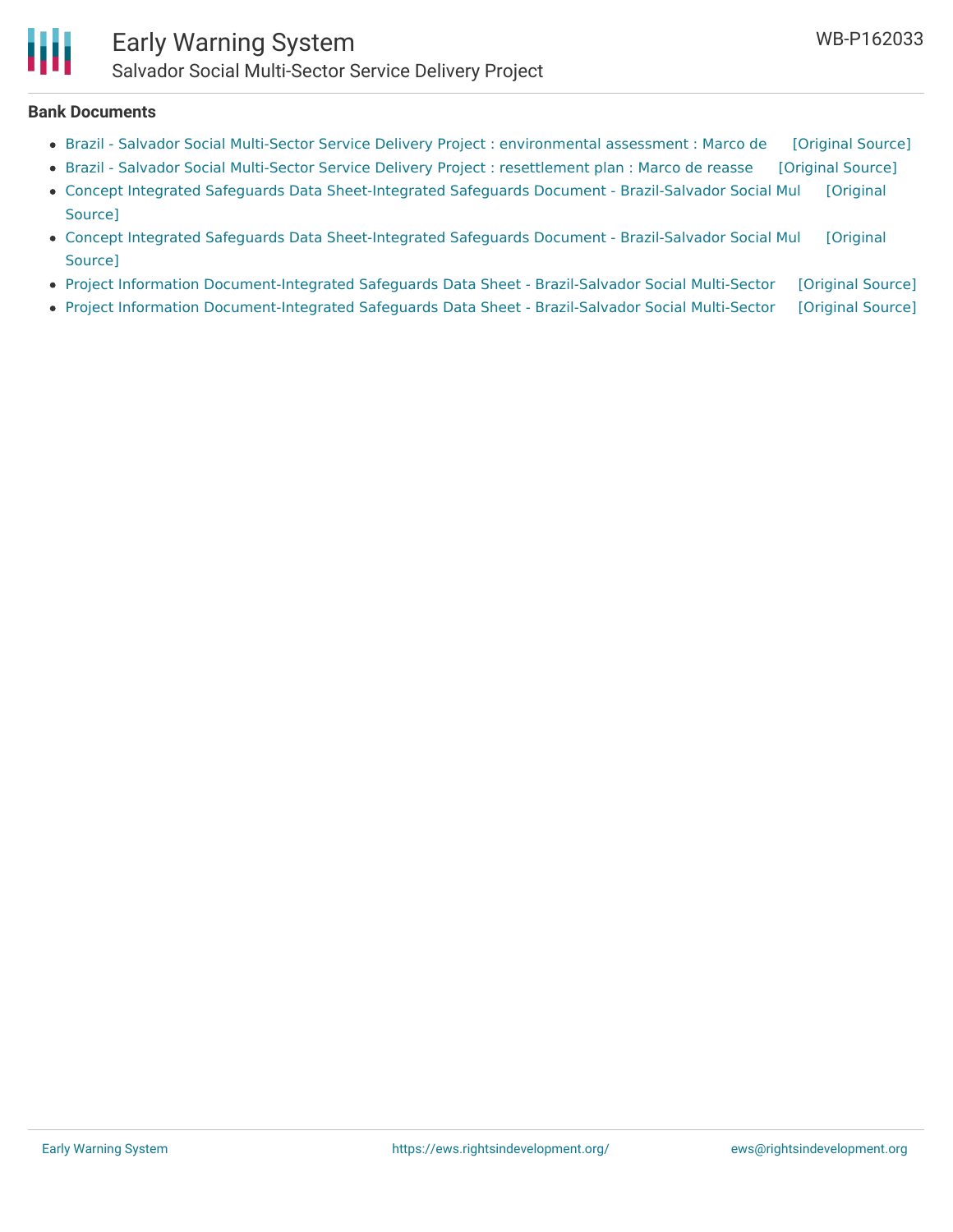## Bank Documents

- Brazil - Salvador Social Multi-Sector Service Delivery Project : environmental assessment : Marco de [Original Source]
- Brazil - Salvador Social Multi-Sector Service Delivery Project : resettlement plan : Marco de reasse [Original Source]
- Concept Integrated Safeguards Data Sheet-Integrated Safeguards Document - Brazil-Salvador Social Mul [Original Source]
- Concept Integrated Safeguards Data Sheet-Integrated Safeguards Document - Brazil-Salvador Social Mul [Original Source]
- Project Information Document-Integrated Safeguards Data Sheet - Brazil-Salvador Social Multi-Sector [Original Source]
- Project Information Document-Integrated Safeguards Data Sheet - Brazil-Salvador Social Multi-Sector [Original Source]